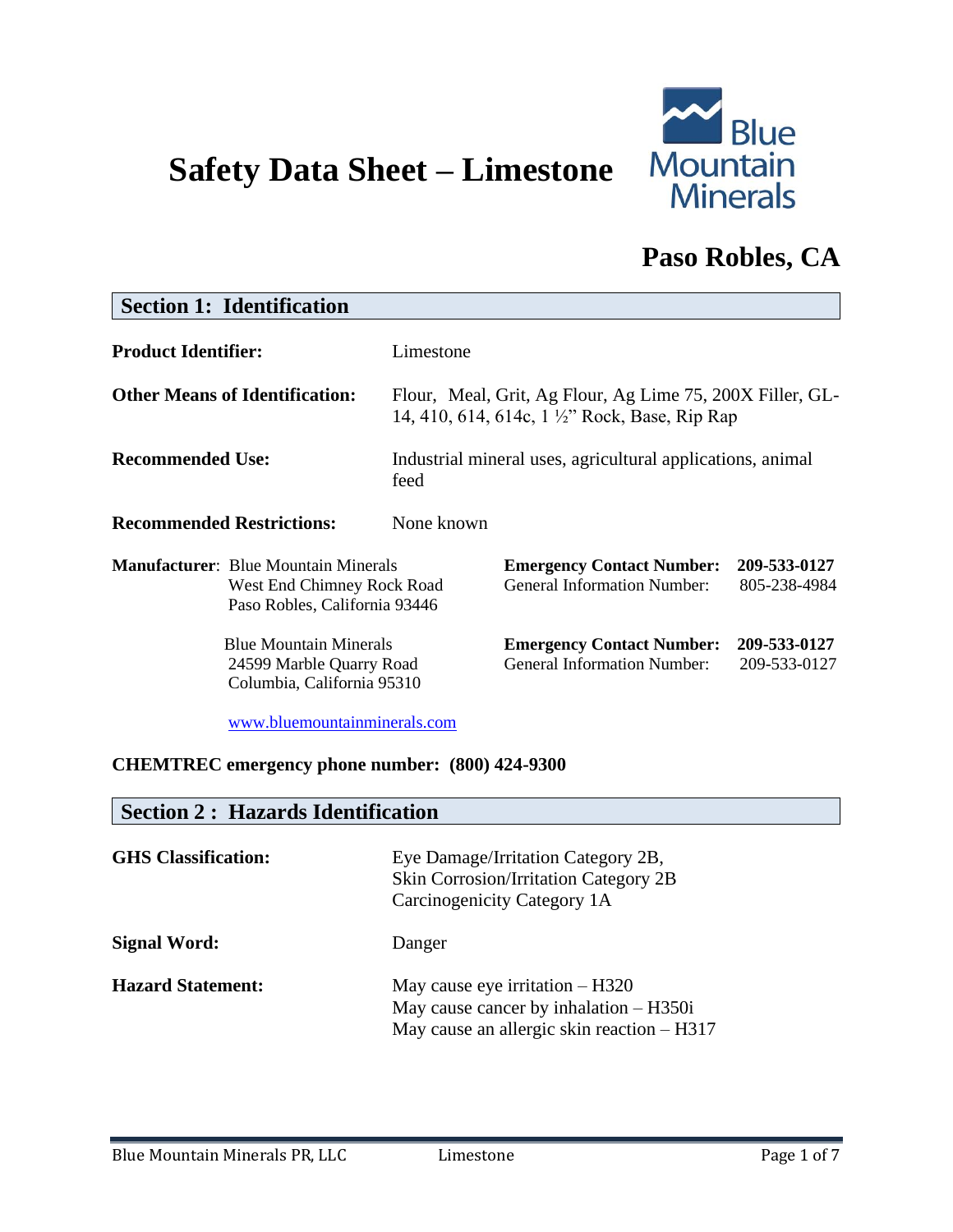# Safety Data Sheet – Limestone

Blue Mountain Minerals

## Paso Robles, CA

## Section 1: Identification

**Product Identifier:** Limestone

**Other Means of Identification:** Flour, Meal, Grit, Ag Flour, Ag Lime 75, 200X Filler, GL-14, 410, 614, 614c, 1 ½" Rock, Base, Rip Rap

**Recommended Use:** Industrial mineral uses, agricultural applications, animal feed

**Recommended Restrictions:** None known

**Manufacturer**: Blue Mountain Minerals
West End Chimney Rock Road
Paso Robles, California 93446

**Emergency Contact Number: 209-533-0127**
General Information Number: 805-238-4984

Blue Mountain Minerals
24599 Marble Quarry Road
Columbia, California 95310

**Emergency Contact Number: 209-533-0127**
General Information Number: 209-533-0127

www.bluemountainminerals.com

**CHEMTREC emergency phone number: (800) 424-9300**

## Section 2 : Hazards Identification

**GHS Classification:** Eye Damage/Irritation Category 2B,
Skin Corrosion/Irritation Category 2B
Carcinogenicity Category 1A

**Signal Word:** Danger

**Hazard Statement:** May cause eye irritation – H320
May cause cancer by inhalation – H350i
May cause an allergic skin reaction – H317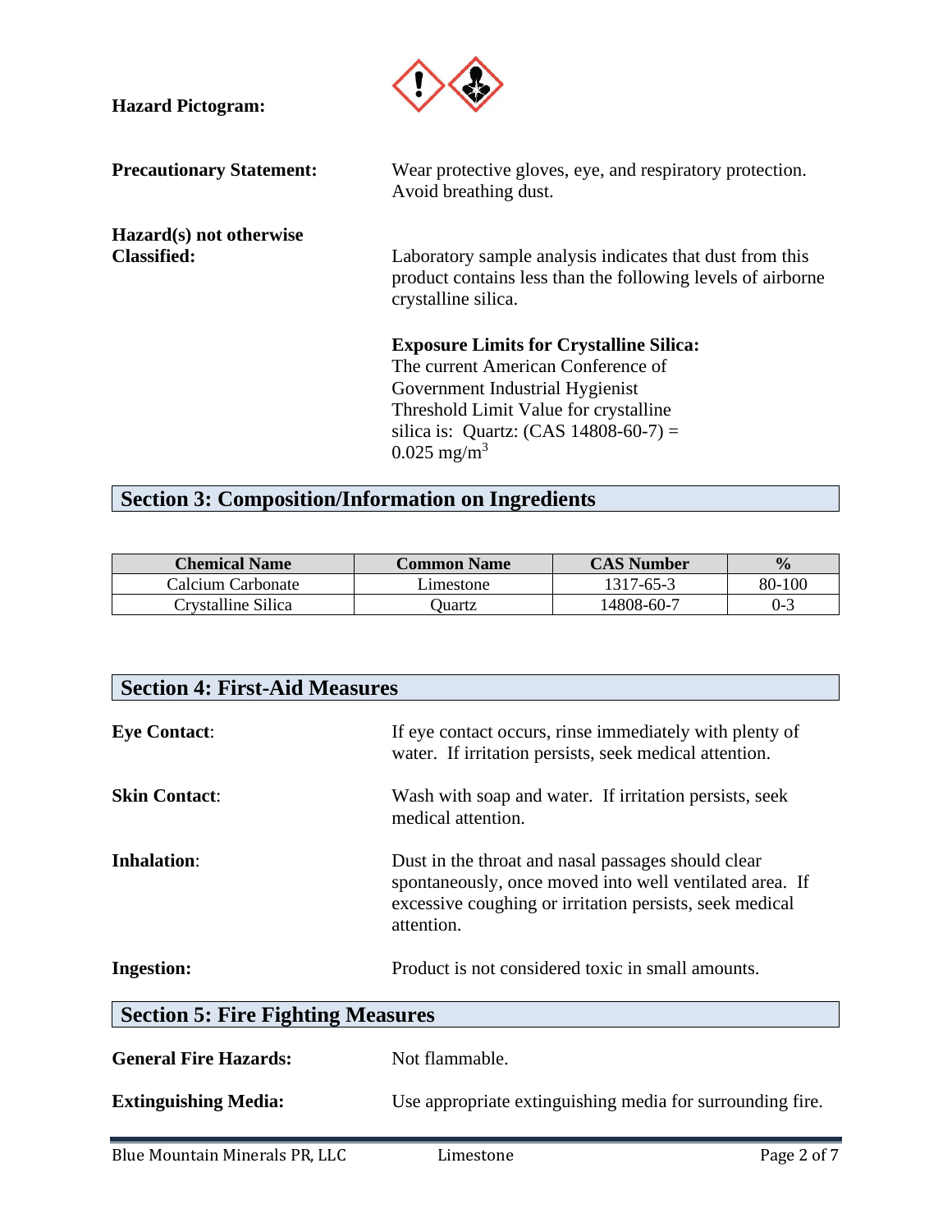**Hazard Pictogram:**

**Precautionary Statement:** Wear protective gloves, eye, and respiratory protection. Avoid breathing dust.

**Hazard(s) not otherwise Classified:** Laboratory sample analysis indicates that dust from this product contains less than the following levels of airborne crystalline silica.

**Exposure Limits for Crystalline Silica:**
The current American Conference of Government Industrial Hygienist Threshold Limit Value for crystalline silica is: Quartz: (CAS 14808-60-7) = 0.025 $mg/m^3$

## Section 3: Composition/Information on Ingredients

| Chemical Name | Common Name | CAS Number | % |
|---|---|---|---|
| Calcium Carbonate | Limestone | 1317-65-3 | 80-100 |
| Crystalline Silica | Quartz | 14808-60-7 | 0-3 |

## Section 4: First-Aid Measures

**Eye Contact**: If eye contact occurs, rinse immediately with plenty of water. If irritation persists, seek medical attention.

**Skin Contact**: Wash with soap and water. If irritation persists, seek medical attention.

**Inhalation**: Dust in the throat and nasal passages should clear spontaneously, once moved into well ventilated area. If excessive coughing or irritation persists, seek medical attention.

**Ingestion:** Product is not considered toxic in small amounts.

## Section 5: Fire Fighting Measures

**General Fire Hazards:** Not flammable.

**Extinguishing Media:** Use appropriate extinguishing media for surrounding fire.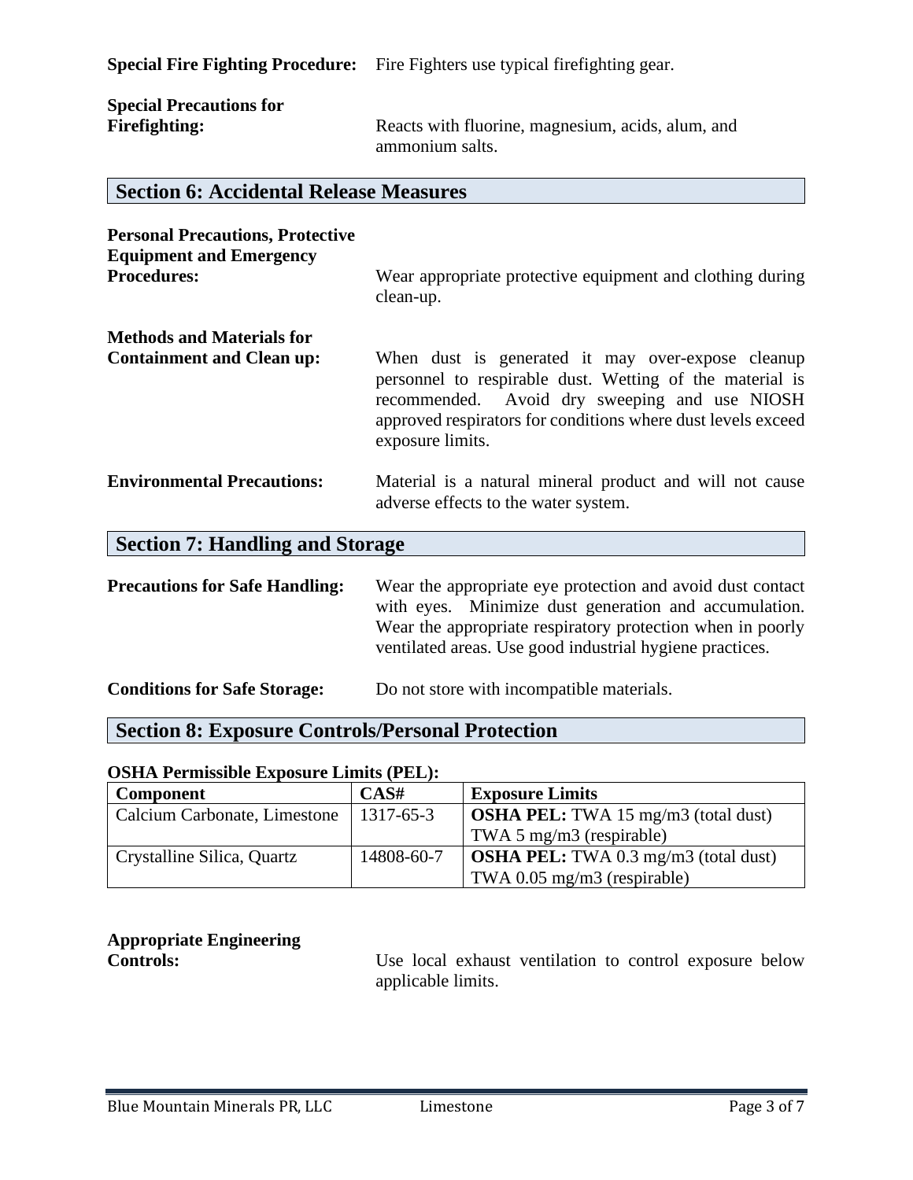**Special Fire Fighting Procedure:** Fire Fighters use typical firefighting gear.

**Special Precautions for Firefighting:** Reacts with fluorine, magnesium, acids, alum, and ammonium salts.

## Section 6: Accidental Release Measures

**Personal Precautions, Protective Equipment and Emergency Procedures:** Wear appropriate protective equipment and clothing during clean-up.

**Methods and Materials for Containment and Clean up:** When dust is generated it may over-expose cleanup personnel to respirable dust. Wetting of the material is recommended. Avoid dry sweeping and use NIOSH approved respirators for conditions where dust levels exceed exposure limits.

**Environmental Precautions:** Material is a natural mineral product and will not cause adverse effects to the water system.

## Section 7: Handling and Storage

**Precautions for Safe Handling:** Wear the appropriate eye protection and avoid dust contact with eyes. Minimize dust generation and accumulation. Wear the appropriate respiratory protection when in poorly ventilated areas. Use good industrial hygiene practices.

**Conditions for Safe Storage:** Do not store with incompatible materials.

## Section 8: Exposure Controls/Personal Protection

**OSHA Permissible Exposure Limits (PEL):**

| Component | CAS# | Exposure Limits |
|---|---|---|
| Calcium Carbonate, Limestone | 1317-65-3 | **OSHA PEL:** TWA 15 mg/m3 (total dust) TWA 5 mg/m3 (respirable) |
| Crystalline Silica, Quartz | 14808-60-7 | **OSHA PEL:** TWA 0.3 mg/m3 (total dust) TWA 0.05 mg/m3 (respirable) |

**Appropriate Engineering Controls:** Use local exhaust ventilation to control exposure below applicable limits.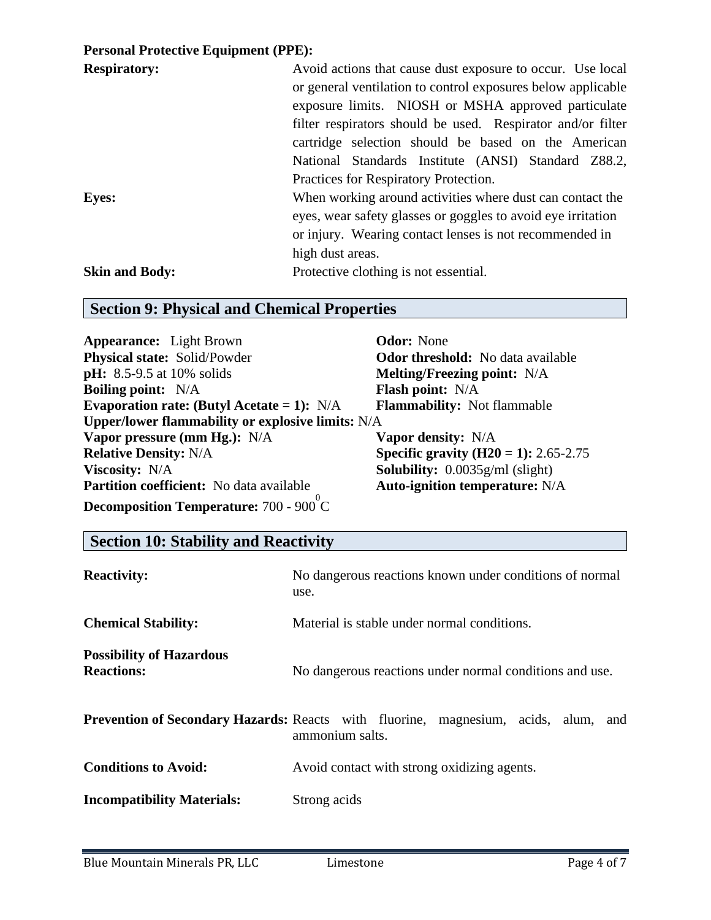**Personal Protective Equipment (PPE):**

**Respiratory:** Avoid actions that cause dust exposure to occur. Use local or general ventilation to control exposures below applicable exposure limits. NIOSH or MSHA approved particulate filter respirators should be used. Respirator and/or filter cartridge selection should be based on the American National Standards Institute (ANSI) Standard Z88.2, Practices for Respiratory Protection.

**Eyes:** When working around activities where dust can contact the eyes, wear safety glasses or goggles to avoid eye irritation or injury. Wearing contact lenses is not recommended in high dust areas.

**Skin and Body:** Protective clothing is not essential.

## Section 9: Physical and Chemical Properties

**Appearance:** Light Brown
**Odor:** None
**Physical state:** Solid/Powder
**Odor threshold:** No data available
**pH:** 8.5-9.5 at 10% solids
**Melting/Freezing point:** N/A
**Boiling point:** N/A
**Flash point:** N/A
**Evaporation rate: (Butyl Acetate = 1):** N/A
**Flammability:** Not flammable
**Upper/lower flammability or explosive limits:** N/A
**Vapor pressure (mm Hg.):** N/A
**Vapor density:** N/A
**Relative Density:** N/A
**Specific gravity (H20 = 1):** 2.65-2.75
**Viscosity:** N/A
**Solubility:** 0.0035g/ml (slight)
**Partition coefficient:** No data available
**Auto-ignition temperature:** N/A
**Decomposition Temperature:** 700 - 900 $^{0}$C

## Section 10: Stability and Reactivity

**Reactivity:** No dangerous reactions known under conditions of normal use.

**Chemical Stability:** Material is stable under normal conditions.

**Possibility of Hazardous Reactions:** No dangerous reactions under normal conditions and use.

**Prevention of Secondary Hazards:** Reacts with fluorine, magnesium, acids, alum, and ammonium salts.

**Conditions to Avoid:** Avoid contact with strong oxidizing agents.

**Incompatibility Materials:** Strong acids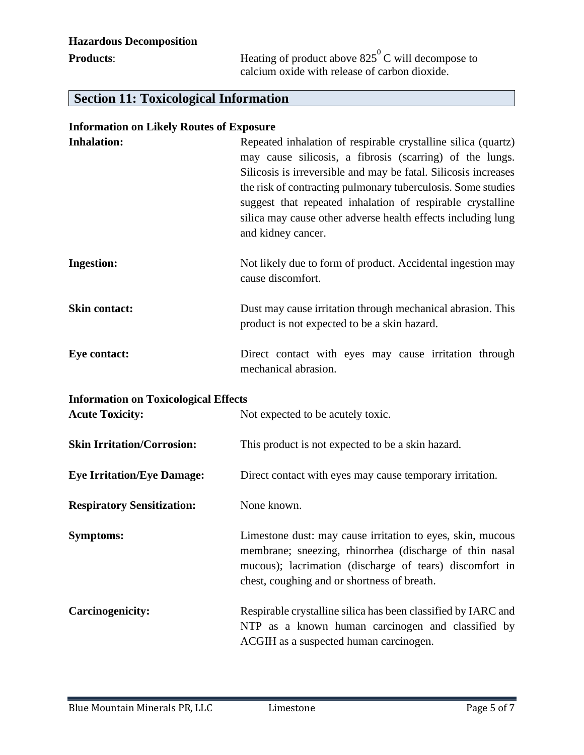**Hazardous Decomposition Products**: Heating of product above $825^{0}$ C will decompose to calcium oxide with release of carbon dioxide.

## Section 11: Toxicological Information

**Information on Likely Routes of Exposure**

**Inhalation:** Repeated inhalation of respirable crystalline silica (quartz) may cause silicosis, a fibrosis (scarring) of the lungs. Silicosis is irreversible and may be fatal. Silicosis increases the risk of contracting pulmonary tuberculosis. Some studies suggest that repeated inhalation of respirable crystalline silica may cause other adverse health effects including lung and kidney cancer.

**Ingestion:** Not likely due to form of product. Accidental ingestion may cause discomfort.

**Skin contact:** Dust may cause irritation through mechanical abrasion. This product is not expected to be a skin hazard.

**Eye contact:** Direct contact with eyes may cause irritation through mechanical abrasion.

**Information on Toxicological Effects**

**Acute Toxicity:** Not expected to be acutely toxic.

**Skin Irritation/Corrosion:** This product is not expected to be a skin hazard.

**Eye Irritation/Eye Damage:** Direct contact with eyes may cause temporary irritation.

**Respiratory Sensitization:** None known.

**Symptoms:** Limestone dust: may cause irritation to eyes, skin, mucous membrane; sneezing, rhinorrhea (discharge of thin nasal mucous); lacrimation (discharge of tears) discomfort in chest, coughing and or shortness of breath.

**Carcinogenicity:** Respirable crystalline silica has been classified by IARC and NTP as a known human carcinogen and classified by ACGIH as a suspected human carcinogen.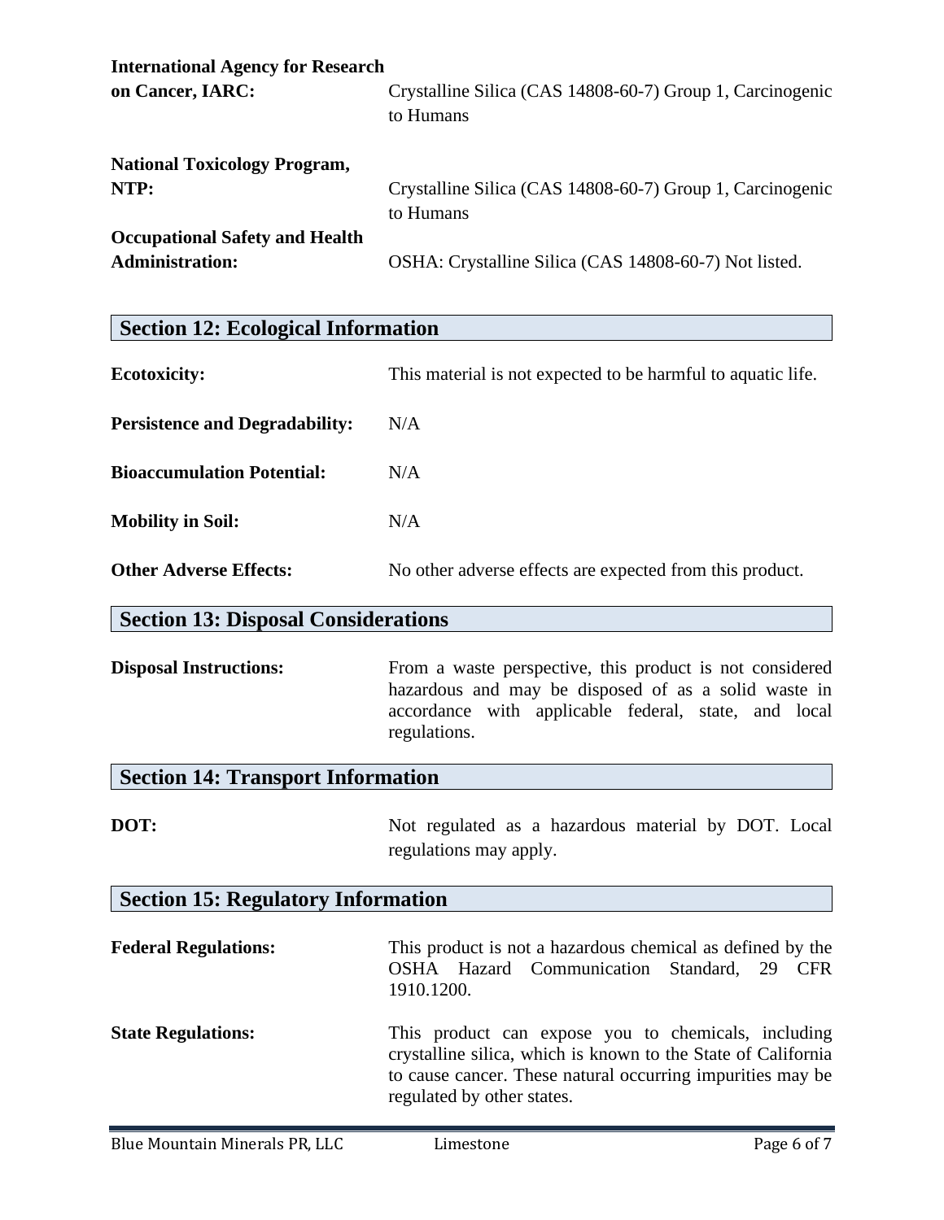**International Agency for Research on Cancer, IARC:** Crystalline Silica (CAS 14808-60-7) Group 1, Carcinogenic to Humans

**National Toxicology Program, NTP:** Crystalline Silica (CAS 14808-60-7) Group 1, Carcinogenic to Humans

**Occupational Safety and Health Administration:** OSHA: Crystalline Silica (CAS 14808-60-7) Not listed.

## Section 12: Ecological Information

**Ecotoxicity:** This material is not expected to be harmful to aquatic life.

**Persistence and Degradability:** N/A

**Bioaccumulation Potential:** N/A

**Mobility in Soil:** N/A

**Other Adverse Effects:** No other adverse effects are expected from this product.

## Section 13: Disposal Considerations

**Disposal Instructions:** From a waste perspective, this product is not considered hazardous and may be disposed of as a solid waste in accordance with applicable federal, state, and local regulations.

## Section 14: Transport Information

**DOT:** Not regulated as a hazardous material by DOT. Local regulations may apply.

## Section 15: Regulatory Information

**Federal Regulations:** This product is not a hazardous chemical as defined by the OSHA Hazard Communication Standard, 29 CFR 1910.1200.

**State Regulations:** This product can expose you to chemicals, including crystalline silica, which is known to the State of California to cause cancer. These natural occurring impurities may be regulated by other states.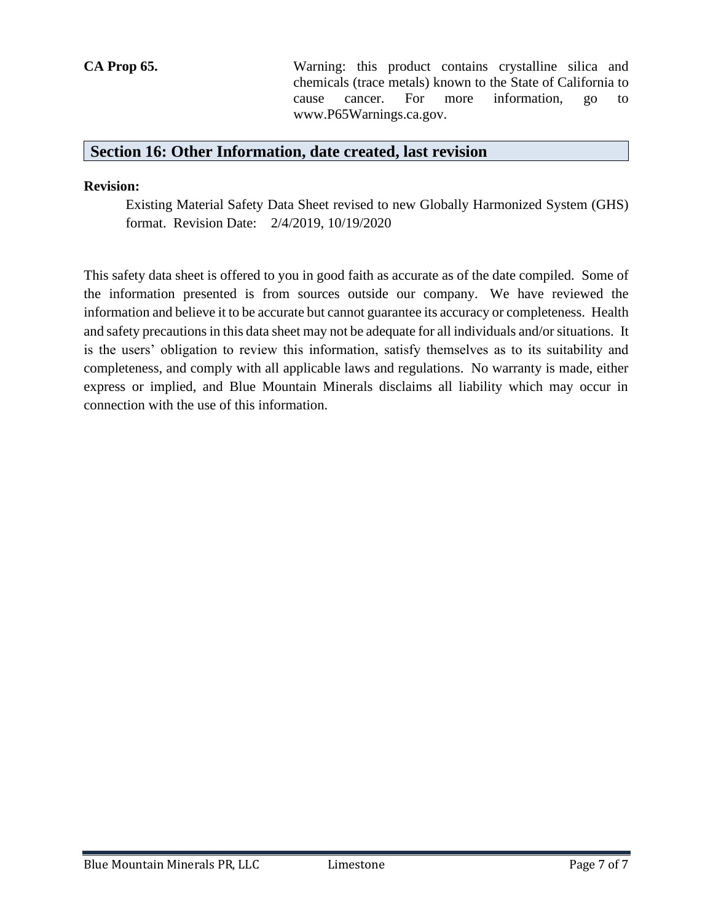**CA Prop 65.** Warning: this product contains crystalline silica and chemicals (trace metals) known to the State of California to cause cancer. For more information, go to www.P65Warnings.ca.gov.

## Section 16: Other Information, date created, last revision

**Revision:**

Existing Material Safety Data Sheet revised to new Globally Harmonized System (GHS) format. Revision Date: 2/4/2019, 10/19/2020

This safety data sheet is offered to you in good faith as accurate as of the date compiled. Some of the information presented is from sources outside our company. We have reviewed the information and believe it to be accurate but cannot guarantee its accuracy or completeness. Health and safety precautions in this data sheet may not be adequate for all individuals and/or situations. It is the users' obligation to review this information, satisfy themselves as to its suitability and completeness, and comply with all applicable laws and regulations. No warranty is made, either express or implied, and Blue Mountain Minerals disclaims all liability which may occur in connection with the use of this information.